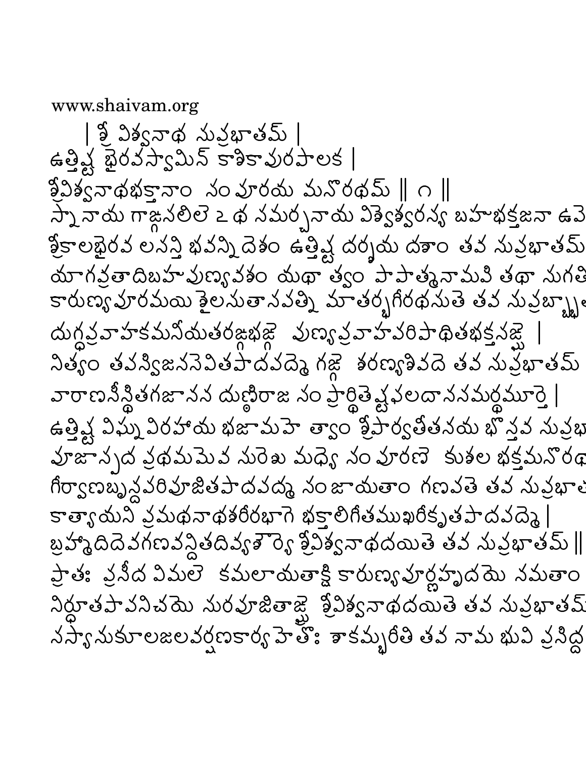www.shaivam.org

| శ్రీ విశ్వనాథ సుప్రభాతమ్ |

ఉత్తిష్ఠ భైరవస్వామిన్ కాశికాపురపాలక |
శ్రీవిశ్వనాథభక్తానాం సంపూరయ మనోరథమ్ || ౧ ||

స్నానాయ గాఙ్గసలిలే ౽థ సమర్చనాయ విశ్వేశ్వరస్య బహుభక్తజనా ఉపే
శ్రీకాలభైరవ లసన్తి భవన్ని దేశం ఉత్తిష్ఠ దర్శయ దశాం తవ సుప్రభాతమ్
యాగవ్రతాదిబహుపుణ్యవశం యథా త్వం పాపాత్మనామపి తథా సుగతి
కారుణ్యపూరమయి శైలసుతానవత్ని మాతర్భగీరథనుతే తవ సుప్రభా
దుగ్ధప్రవాహకమనీయతరఙ్గభఙ్గే పుణ్యప్రవాహపరిపాథితభక్తసఙ్ఘే |
నిత్యం తపస్విజనసేవితపాదపద్మే గఙ్గే శరణ్యశివదే తవ సుప్రభాతమ్
వారాణసీస్థితగజానన ఢుణ్ఢిరాజ సంప్రార్థితేష్టఫలదానసమర్థమూర్తే |
ఉత్తిష్ఠ విఘ్నవిరహాయ భజామహే త్వాం శ్రీపార్వతీతనయ భోస్తవ సుప్రభ
పూజాస్పద ప్రథమమేవ సురేఖు మధ్యే సంపూరణే కుశల భక్తమనోరథ
గీర్వాణబృన్దపరిపూజితపాదపద్మ సంజాయతాం గణపతే తవ సుప్రభా
కాత్యాయని ప్రమథనాథశరీరభాగే భక్తాలిగీతముఖరీకృతపాదపద్మే |
బ్రహ్మాదిదేవగణవన్దితదివ్యశౌర్యే శ్రీవిశ్వనాథదయితే తవ సుప్రభాతమ్ ||
ప్రాతః ప్రసీద విమలే కమలాయతాక్షి కారుణ్యపూర్ణహృదయే నమతాం
నిర్ధూతపాపనిచయే సురపూజితాఙ్ఘ్రే శ్రీవిశ్వనాథదయితే తవ సుప్రభాతమ్
సస్యానుకూలజలవర్షణకార్యహేతోః శాకమ్భరీతి తవ నామ భువి ప్రసిద్ధ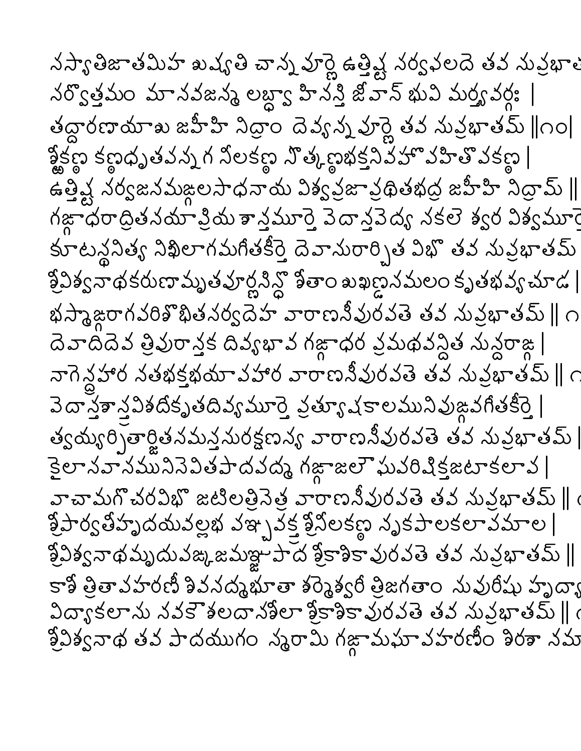నస్యాతిజాతమిహ ఖస్యతి చాన్నపూర్ణె ఉత్తిష్ఠ నర్వఫలదె తవ నుప్రభాత
నర్వోత్తమం మానవజన్మ లబ్ధ్వా హినన్తి జీవాన్ భువి మర్త్యవర్గః |
తద్ధారణాయాఖ జహీహి నిద్రాం దెవ్యన్నపూర్ణె తవ నుప్రభాతమ్ ||౧౦|
శ్రీకణ్ఠ కణ్ఠధృతవన్నగ నీలకణ్ఠ నోత్కణ్ఠభక్తనివహోపహితోపకణ్ఠ |
ఉత్తిష్ఠ నర్వజనమఙ్గలసాధనాయ విశ్వప్రజాప్రథితభద్ర జహీహి నిద్రామ్ ||
గఙ్గాధరాద్రితనయాప్రియ శాన్తమూర్తె వెదాన్తవెద్య నకలెశ్వర విశ్వమూర్తె
కూటస్థనిత్య నిఖిలాగమగీతకీర్తె దెవానురార్చిత విభో తవ నుప్రభాతమ్
శ్రీవిశ్వనాథకరుణామృతపూర్ణసిన్ధో శీతాంశుఖణ్డనమలంకృతభవ్యచూడ |
భస్మాఙ్గరాగపరిశోభితనర్వదెహ వారాణసీపురపతె తవ నుప్రభాతమ్ || ౧
దెవాదిదెవ త్రిపురాన్తక దివ్యభావ గఙ్గాధర ప్రమథవన్దిత నున్దరాఙ్గ |
నాగెన్ద్రహార నతభక్తభయాపహార వారాణసీపురపతె తవ నుప్రభాతమ్ || ౧
వెదాన్తశాన్తవిశదీకృతదివ్యమూర్తె ప్రత్యూషకాలమునిపుఙ్గవగీతకీర్తె |
త్వయ్యర్పితార్జితనమస్తనురక్షణన్య వారాణసీపురపతె తవ నుప్రభాతమ్ |
కైలానవానమునిసెవితపాదపద్మ గఙ్గాజలౌఘపరిషిక్తజటాకలాప |
వాచామగోచరవిభో జటిలత్రినెత్ర వారాణసీపురపతె తవ నుప్రభాతమ్ ||
శ్రీపార్వతీహృదయవల్లభ పఞ్చవక్త్ర శ్రీనీలకణ్ఠ నృకపాలకలాపమాల |
శ్రీవిశ్వనాథమృదుపఙ్కజమఞ్జుపాద శ్రీకాశికాపురపతె తవ నుప్రభాతమ్ ||
కాశీ త్రితాపహరణీ శివనద్మభూతా శర్మెశ్వరీ త్రిజగతాం నుపురీషు హృద్యా
విద్యాకలాను నవకౌశలదానశీలా శ్రీకాశికాపురపతె తవ నుప్రభాతమ్ || ౧
శ్రీవిశ్వనాథ తవ పాదయుగం న్మరామి గఙ్గామఘాపహరణీం శిరసా నమా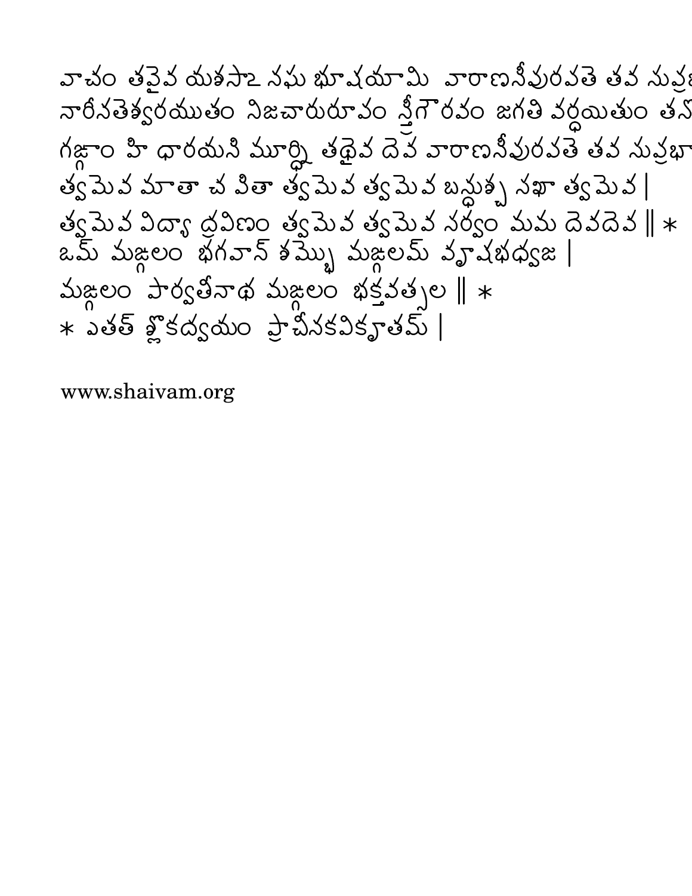వాచం తవైవ యశసాఽనఘ భూషయామి వారాణసీపురపతే తవ సుప్రభా
నారీనతెశ్వరయుతం నిజచారురూపం స్త్రీగౌరవం జగతి వర్ధయితుం తన
గఙ్గాం హి ధారయసి మూర్ధ్ని తథైవ దెవ వారాణసీపురపతె తవ సుప్రభా

త్వమెవ మాతా చ పితా త్వమెవ త్వమెవ బన్ధుశ్చ సఖా త్వమెవ |
త్వమెవ విద్యా ద్రవిణం త్వమెవ త్వమెవ సర్వం మమ దెవదెవ || *
ఒమ్ మఙ్గలం భగవాన్ శమ్భొ మఙ్గలమ్ వృషభధ్వజ |
మఙ్గలం పార్వతీనాథ మఙ్గలం భక్తవత్సల || *
* ఎతత్ శ్లొకద్వయం ప్రాచీనకవికృతమ్ |

www.shaivam.org